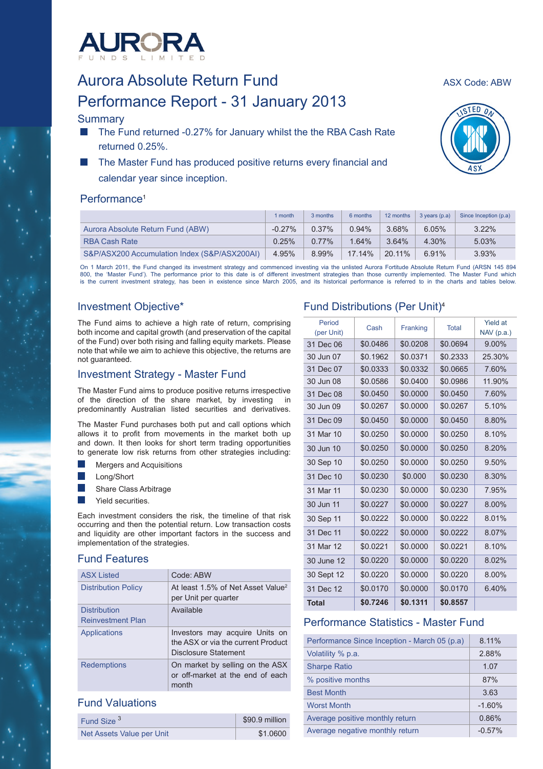# AURORA FUNDS LIMITED

ASX Code: ABW

# Aurora Absolute Return Fund
# Performance Report - 31 January 2013

## Summary

- The Fund returned -0.27% for January whilst the the RBA Cash Rate returned 0.25%.
- The Master Fund has produced positive returns every financial and calendar year since inception.

## Performance[1]

| | 1 month | 3 months | 6 months | 12 months | 3 years (p.a) | Since Inception (p.a) |
|---|---|---|---|---|---|---|
| Aurora Absolute Return Fund (ABW) | -0.27% | 0.37% | 0.94% | 3.68% | 6.05% | 3.22% |
| RBA Cash Rate | 0.25% | 0.77% | 1.64% | 3.64% | 4.30% | 5.03% |
| S&P/ASX200 Accumulation Index (S&P/ASX200AI) | 4.95% | 8.99% | 17.14% | 20.11% | 6.91% | 3.93% |

On 1 March 2011, the Fund changed its investment strategy and commenced investing via the unlisted Aurora Fortitude Absolute Return Fund (ARSN 145 894 800, the 'Master Fund'). The performance prior to this date is of different investment strategies than those currently implemented. The Master Fund which is the current investment strategy, has been in existence since March 2005, and its historical performance is referred to in the charts and tables below.

## Investment Objective*

The Fund aims to achieve a high rate of return, comprising both income and capital growth (and preservation of the capital of the Fund) over both rising and falling equity markets. Please note that while we aim to achieve this objective, the returns are not guaranteed.

## Investment Strategy - Master Fund

The Master Fund aims to produce positive returns irrespective of the direction of the share market, by investing in predominantly Australian listed securities and derivatives.

The Master Fund purchases both put and call options which allows it to profit from movements in the market both up and down. It then looks for short term trading opportunities to generate low risk returns from other strategies including:

- Mergers and Acquisitions
- Long/Short
- Share Class Arbitrage
- Yield securities.

Each investment considers the risk, the timeline of that risk occurring and then the potential return. Low transaction costs and liquidity are other important factors in the success and implementation of the strategies.

## Fund Features

| | |
|---|---|
| ASX Listed | Code: ABW |
| Distribution Policy | At least 1.5% of Net Asset Value[2] per Unit per quarter |
| Distribution Reinvestment Plan | Available |
| Applications | Investors may acquire Units on the ASX or via the current Product Disclosure Statement |
| Redemptions | On market by selling on the ASX or off-market at the end of each month |

## Fund Valuations

| | |
|---|---|
| Fund Size[3] | $90.9 million |
| Net Assets Value per Unit | $1.0600 |

## Fund Distributions (Per Unit)[4]

| Period (per Unit) | Cash | Franking | Total | Yield at NAV (p.a.) |
|---|---|---|---|---|
| 31 Dec 06 | $0.0486 | $0.0208 | $0.0694 | 9.00% |
| 30 Jun 07 | $0.1962 | $0.0371 | $0.2333 | 25.30% |
| 31 Dec 07 | $0.0333 | $0.0332 | $0.0665 | 7.60% |
| 30 Jun 08 | $0.0586 | $0.0400 | $0.0986 | 11.90% |
| 31 Dec 08 | $0.0450 | $0.0000 | $0.0450 | 7.60% |
| 30 Jun 09 | $0.0267 | $0.0000 | $0.0267 | 5.10% |
| 31 Dec 09 | $0.0450 | $0.0000 | $0.0450 | 8.80% |
| 31 Mar 10 | $0.0250 | $0.0000 | $0.0250 | 8.10% |
| 30 Jun 10 | $0.0250 | $0.0000 | $0.0250 | 8.20% |
| 30 Sep 10 | $0.0250 | $0.0000 | $0.0250 | 9.50% |
| 31 Dec 10 | $0.0230 | $0.000 | $0.0230 | 8.30% |
| 31 Mar 11 | $0.0230 | $0.0000 | $0.0230 | 7.95% |
| 30 Jun 11 | $0.0227 | $0.0000 | $0.0227 | 8.00% |
| 30 Sep 11 | $0.0222 | $0.0000 | $0.0222 | 8.01% |
| 31 Dec 11 | $0.0222 | $0.0000 | $0.0222 | 8.07% |
| 31 Mar 12 | $0.0221 | $0.0000 | $0.0221 | 8.10% |
| 30 June 12 | $0.0220 | $0.0000 | $0.0220 | 8.02% |
| 30 Sept 12 | $0.0220 | $0.0000 | $0.0220 | 8.00% |
| 31 Dec 12 | $0.0170 | $0.0000 | $0.0170 | 6.40% |
| **Total** | **$0.7246** | **$0.1311** | **$0.8557** | |

## Performance Statistics - Master Fund

| | |
|---|---|
| Performance Since Inception - March 05 (p.a) | 8.11% |
| Volatility % p.a. | 2.88% |
| Sharpe Ratio | 1.07 |
| % positive months | 87% |
| Best Month | 3.63 |
| Worst Month | -1.60% |
| Average positive monthly return | 0.86% |
| Average negative monthly return | -0.57% |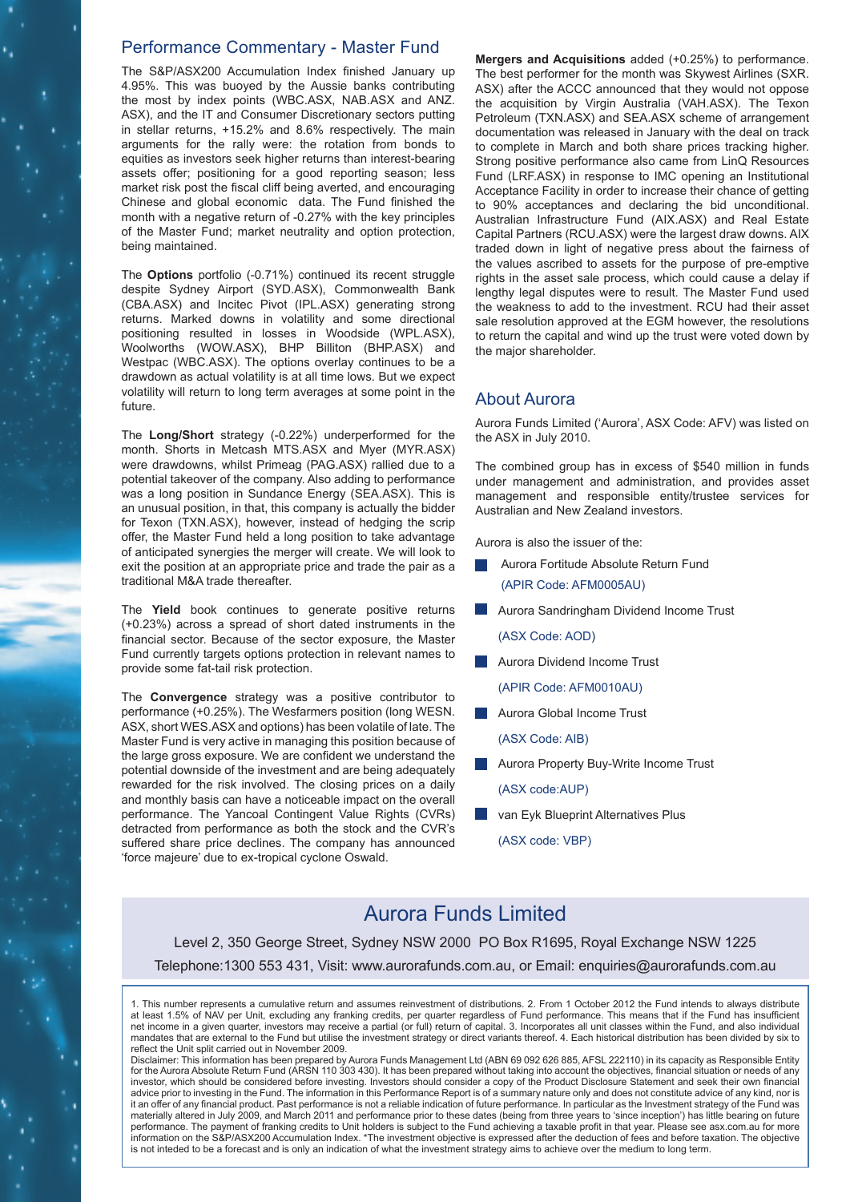## Performance Commentary - Master Fund

The S&P/ASX200 Accumulation Index finished January up 4.95%. This was buoyed by the Aussie banks contributing the most by index points (WBC.ASX, NAB.ASX and ANZ. ASX), and the IT and Consumer Discretionary sectors putting in stellar returns, +15.2% and 8.6% respectively. The main arguments for the rally were: the rotation from bonds to equities as investors seek higher returns than interest-bearing assets offer; positioning for a good reporting season; less market risk post the fiscal cliff being averted, and encouraging Chinese and global economic data. The Fund finished the month with a negative return of -0.27% with the key principles of the Master Fund; market neutrality and option protection, being maintained.

The **Options** portfolio (-0.71%) continued its recent struggle despite Sydney Airport (SYD.ASX), Commonwealth Bank (CBA.ASX) and Incitec Pivot (IPL.ASX) generating strong returns. Marked downs in volatility and some directional positioning resulted in losses in Woodside (WPL.ASX), Woolworths (WOW.ASX), BHP Billiton (BHP.ASX) and Westpac (WBC.ASX). The options overlay continues to be a drawdown as actual volatility is at all time lows. But we expect volatility will return to long term averages at some point in the future.

The **Long/Short** strategy (-0.22%) underperformed for the month. Shorts in Metcash MTS.ASX and Myer (MYR.ASX) were drawdowns, whilst Primeag (PAG.ASX) rallied due to a potential takeover of the company. Also adding to performance was a long position in Sundance Energy (SEA.ASX). This is an unusual position, in that, this company is actually the bidder for Texon (TXN.ASX), however, instead of hedging the scrip offer, the Master Fund held a long position to take advantage of anticipated synergies the merger will create. We will look to exit the position at an appropriate price and trade the pair as a traditional M&A trade thereafter.

The **Yield** book continues to generate positive returns (+0.23%) across a spread of short dated instruments in the financial sector. Because of the sector exposure, the Master Fund currently targets options protection in relevant names to provide some fat-tail risk protection.

The **Convergence** strategy was a positive contributor to performance (+0.25%). The Wesfarmers position (long WESN. ASX, short WES.ASX and options) has been volatile of late. The Master Fund is very active in managing this position because of the large gross exposure. We are confident we understand the potential downside of the investment and are being adequately rewarded for the risk involved. The closing prices on a daily and monthly basis can have a noticeable impact on the overall performance. The Yancoal Contingent Value Rights (CVRs) detracted from performance as both the stock and the CVR's suffered share price declines. The company has announced 'force majeure' due to ex-tropical cyclone Oswald.

**Mergers and Acquisitions** added (+0.25%) to performance. The best performer for the month was Skywest Airlines (SXR. ASX) after the ACCC announced that they would not oppose the acquisition by Virgin Australia (VAH.ASX). The Texon Petroleum (TXN.ASX) and SEA.ASX scheme of arrangement documentation was released in January with the deal on track to complete in March and both share prices tracking higher. Strong positive performance also came from LinQ Resources Fund (LRF.ASX) in response to IMC opening an Institutional Acceptance Facility in order to increase their chance of getting to 90% acceptances and declaring the bid unconditional. Australian Infrastructure Fund (AIX.ASX) and Real Estate Capital Partners (RCU.ASX) were the largest draw downs. AIX traded down in light of negative press about the fairness of the values ascribed to assets for the purpose of pre-emptive rights in the asset sale process, which could cause a delay if lengthy legal disputes were to result. The Master Fund used the weakness to add to the investment. RCU had their asset sale resolution approved at the EGM however, the resolutions to return the capital and wind up the trust were voted down by the major shareholder.

## About Aurora

Aurora Funds Limited ('Aurora', ASX Code: AFV) was listed on the ASX in July 2010.

The combined group has in excess of $540 million in funds under management and administration, and provides asset management and responsible entity/trustee services for Australian and New Zealand investors.

Aurora is also the issuer of the:

- Aurora Fortitude Absolute Return Fund (APIR Code: AFM0005AU)
- Aurora Sandringham Dividend Income Trust (ASX Code: AOD)
- Aurora Dividend Income Trust (APIR Code: AFM0010AU)
- Aurora Global Income Trust (ASX Code: AIB)
- Aurora Property Buy-Write Income Trust (ASX code:AUP)
- van Eyk Blueprint Alternatives Plus (ASX code: VBP)

## Aurora Funds Limited

Level 2, 350 George Street, Sydney NSW 2000 PO Box R1695, Royal Exchange NSW 1225

Telephone:1300 553 431, Visit: www.aurorafunds.com.au, or Email: enquiries@aurorafunds.com.au

1. This number represents a cumulative return and assumes reinvestment of distributions. 2. From 1 October 2012 the Fund intends to always distribute at least 1.5% of NAV per Unit, excluding any franking credits, per quarter regardless of Fund performance. This means that if the Fund has insufficient net income in a given quarter, investors may receive a partial (or full) return of capital. 3. Incorporates all unit classes within the Fund, and also individual mandates that are external to the Fund but utilise the investment strategy or direct variants thereof. 4. Each historical distribution has been divided by six to reflect the Unit split carried out in November 2009.

Disclaimer: This information has been prepared by Aurora Funds Management Ltd (ABN 69 092 626 885, AFSL 222110) in its capacity as Responsible Entity for the Aurora Absolute Return Fund (ARSN 110 303 430). It has been prepared without taking into account the objectives, financial situation or needs of any investor, which should be considered before investing. Investors should consider a copy of the Product Disclosure Statement and seek their own financial advice prior to investing in the Fund. The information in this Performance Report is of a summary nature only and does not constitute advice of any kind, nor is it an offer of any financial product. Past performance is not a reliable indication of future performance. In particular as the Investment strategy of the Fund was materially altered in July 2009, and March 2011 and performance prior to these dates (being from three years to 'since inception') has little bearing on future performance. The payment of franking credits to Unit holders is subject to the Fund achieving a taxable profit in that year. Please see asx.com.au for more information on the S&P/ASX200 Accumulation Index. *The investment objective is expressed after the deduction of fees and before taxation. The objective is not inteded to be a forecast and is only an indication of what the investment strategy aims to achieve over the medium to long term.